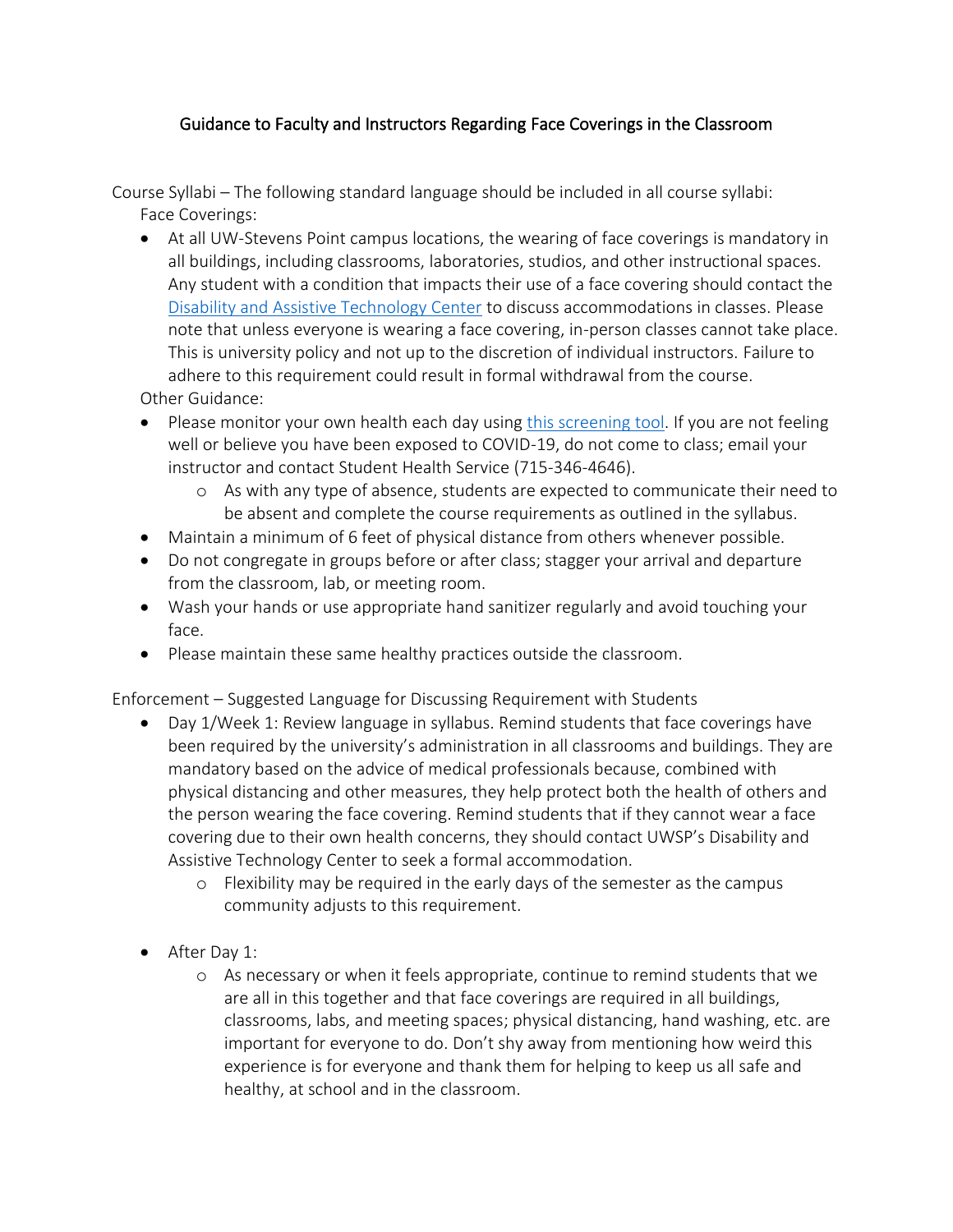# Guidance to Faculty and Instructors Regarding Face Coverings in the Classroom

Course Syllabi – The following standard language should be included in all course syllabi:

Face Coverings:

- At all UW-Stevens Point campus locations, the wearing of face coverings is mandatory in all buildings, including classrooms, laboratories, studios, and other instructional spaces. Any student with a condition that impacts their use of a face covering should contact the Disability and Assistive Technology Center to discuss accommodations in classes. Please note that unless everyone is wearing a face covering, in-person classes cannot take place. This is university policy and not up to the discretion of individual instructors. Failure to adhere to this requirement could result in formal withdrawal from the course.

Other Guidance:

- Please monitor your own health each day using this screening tool. If you are not feeling well or believe you have been exposed to COVID-19, do not come to class; email your instructor and contact Student Health Service (715-346-4646).
    - As with any type of absence, students are expected to communicate their need to be absent and complete the course requirements as outlined in the syllabus.
- Maintain a minimum of 6 feet of physical distance from others whenever possible.
- Do not congregate in groups before or after class; stagger your arrival and departure from the classroom, lab, or meeting room.
- Wash your hands or use appropriate hand sanitizer regularly and avoid touching your face.
- Please maintain these same healthy practices outside the classroom.

Enforcement – Suggested Language for Discussing Requirement with Students

- Day 1/Week 1: Review language in syllabus. Remind students that face coverings have been required by the university's administration in all classrooms and buildings. They are mandatory based on the advice of medical professionals because, combined with physical distancing and other measures, they help protect both the health of others and the person wearing the face covering. Remind students that if they cannot wear a face covering due to their own health concerns, they should contact UWSP's Disability and Assistive Technology Center to seek a formal accommodation.
    - Flexibility may be required in the early days of the semester as the campus community adjusts to this requirement.

- After Day 1:
    - As necessary or when it feels appropriate, continue to remind students that we are all in this together and that face coverings are required in all buildings, classrooms, labs, and meeting spaces; physical distancing, hand washing, etc. are important for everyone to do. Don't shy away from mentioning how weird this experience is for everyone and thank them for helping to keep us all safe and healthy, at school and in the classroom.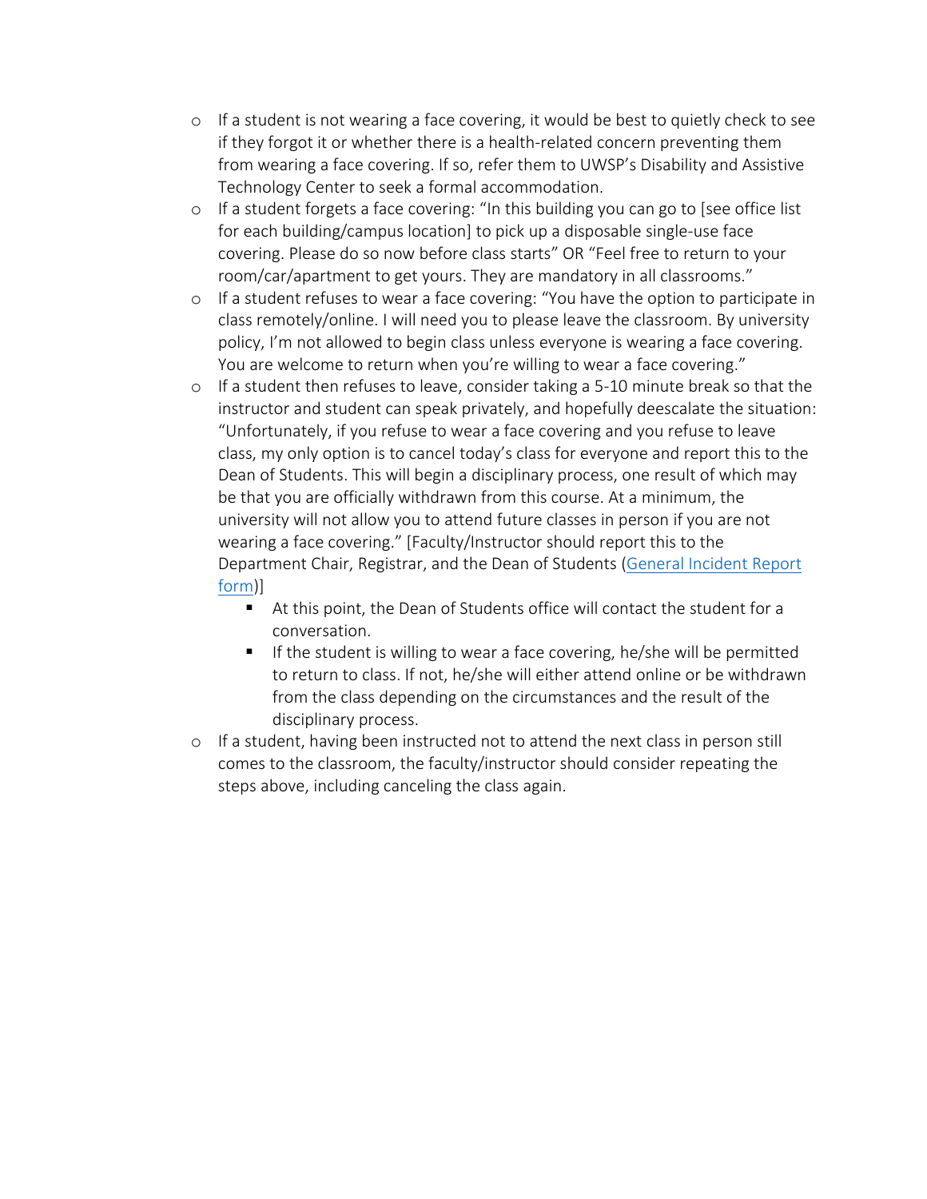- If a student is not wearing a face covering, it would be best to quietly check to see if they forgot it or whether there is a health-related concern preventing them from wearing a face covering. If so, refer them to UWSP's Disability and Assistive Technology Center to seek a formal accommodation.
- If a student forgets a face covering: "In this building you can go to [see office list for each building/campus location] to pick up a disposable single-use face covering. Please do so now before class starts" OR "Feel free to return to your room/car/apartment to get yours. They are mandatory in all classrooms."
- If a student refuses to wear a face covering: "You have the option to participate in class remotely/online. I will need you to please leave the classroom. By university policy, I'm not allowed to begin class unless everyone is wearing a face covering. You are welcome to return when you're willing to wear a face covering."
- If a student then refuses to leave, consider taking a 5-10 minute break so that the instructor and student can speak privately, and hopefully deescalate the situation: "Unfortunately, if you refuse to wear a face covering and you refuse to leave class, my only option is to cancel today's class for everyone and report this to the Dean of Students. This will begin a disciplinary process, one result of which may be that you are officially withdrawn from this course. At a minimum, the university will not allow you to attend future classes in person if you are not wearing a face covering." [Faculty/Instructor should report this to the Department Chair, Registrar, and the Dean of Students (General Incident Report form)]
  - At this point, the Dean of Students office will contact the student for a conversation.
  - If the student is willing to wear a face covering, he/she will be permitted to return to class. If not, he/she will either attend online or be withdrawn from the class depending on the circumstances and the result of the disciplinary process.
- If a student, having been instructed not to attend the next class in person still comes to the classroom, the faculty/instructor should consider repeating the steps above, including canceling the class again.